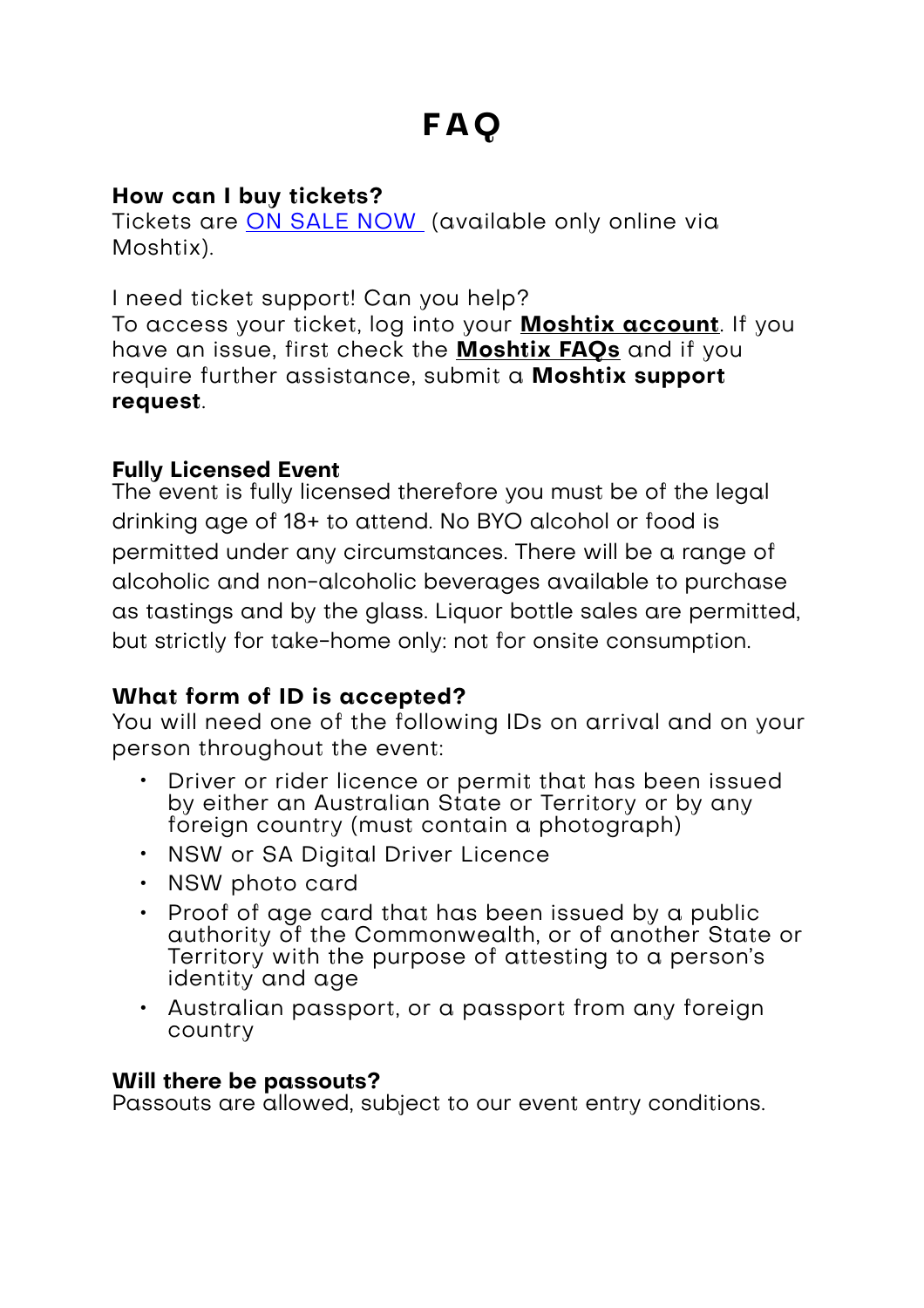# FAQ

**How can I buy tickets?**
Tickets are ON SALE NOW (available only online via Moshtix).

I need ticket support! Can you help?
To access your ticket, log into your **Moshtix account**. If you have an issue, first check the **Moshtix FAQs** and if you require further assistance, submit a **Moshtix support request**.

**Fully Licensed Event**
The event is fully licensed therefore you must be of the legal drinking age of 18+ to attend. No BYO alcohol or food is permitted under any circumstances. There will be a range of alcoholic and non-alcoholic beverages available to purchase as tastings and by the glass. Liquor bottle sales are permitted, but strictly for take-home only: not for onsite consumption.

**What form of ID is accepted?**
You will need one of the following IDs on arrival and on your person throughout the event:

- Driver or rider licence or permit that has been issued by either an Australian State or Territory or by any foreign country (must contain a photograph)
- NSW or SA Digital Driver Licence
- NSW photo card
- Proof of age card that has been issued by a public authority of the Commonwealth, or of another State or Territory with the purpose of attesting to a person's identity and age
- Australian passport, or a passport from any foreign country

**Will there be passouts?**
Passouts are allowed, subject to our event entry conditions.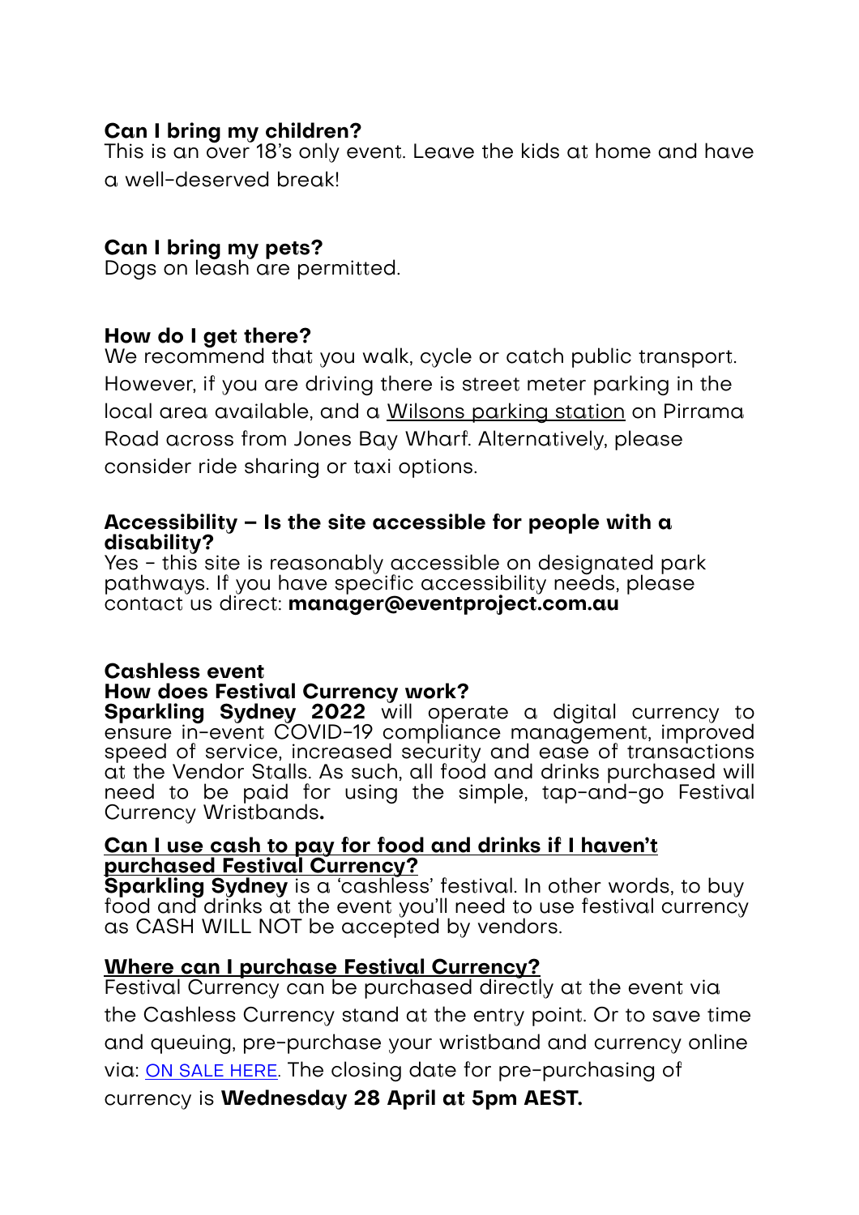**Can I bring my children?**
This is an over 18's only event. Leave the kids at home and have a well-deserved break!

**Can I bring my pets?**
Dogs on leash are permitted.

**How do I get there?**
We recommend that you walk, cycle or catch public transport. However, if you are driving there is street meter parking in the local area available, and a Wilsons parking station on Pirrama Road across from Jones Bay Wharf. Alternatively, please consider ride sharing or taxi options.

**Accessibility – Is the site accessible for people with a disability?**
Yes - this site is reasonably accessible on designated park pathways. If you have specific accessibility needs, please contact us direct: **manager@eventproject.com.au**

**Cashless event**
**How does Festival Currency work?**
**Sparkling Sydney 2022** will operate a digital currency to ensure in-event COVID-19 compliance management, improved speed of service, increased security and ease of transactions at the Vendor Stalls. As such, all food and drinks purchased will need to be paid for using the simple, tap-and-go Festival Currency Wristbands**.**

**Can I use cash to pay for food and drinks if I haven't purchased Festival Currency?**
**Sparkling Sydney** is a 'cashless' festival. In other words, to buy food and drinks at the event you'll need to use festival currency as CASH WILL NOT be accepted by vendors.

**Where can I purchase Festival Currency?**
Festival Currency can be purchased directly at the event via the Cashless Currency stand at the entry point. Or to save time and queuing, pre-purchase your wristband and currency online via: ON SALE HERE. The closing date for pre-purchasing of currency is **Wednesday 28 April at 5pm AEST.**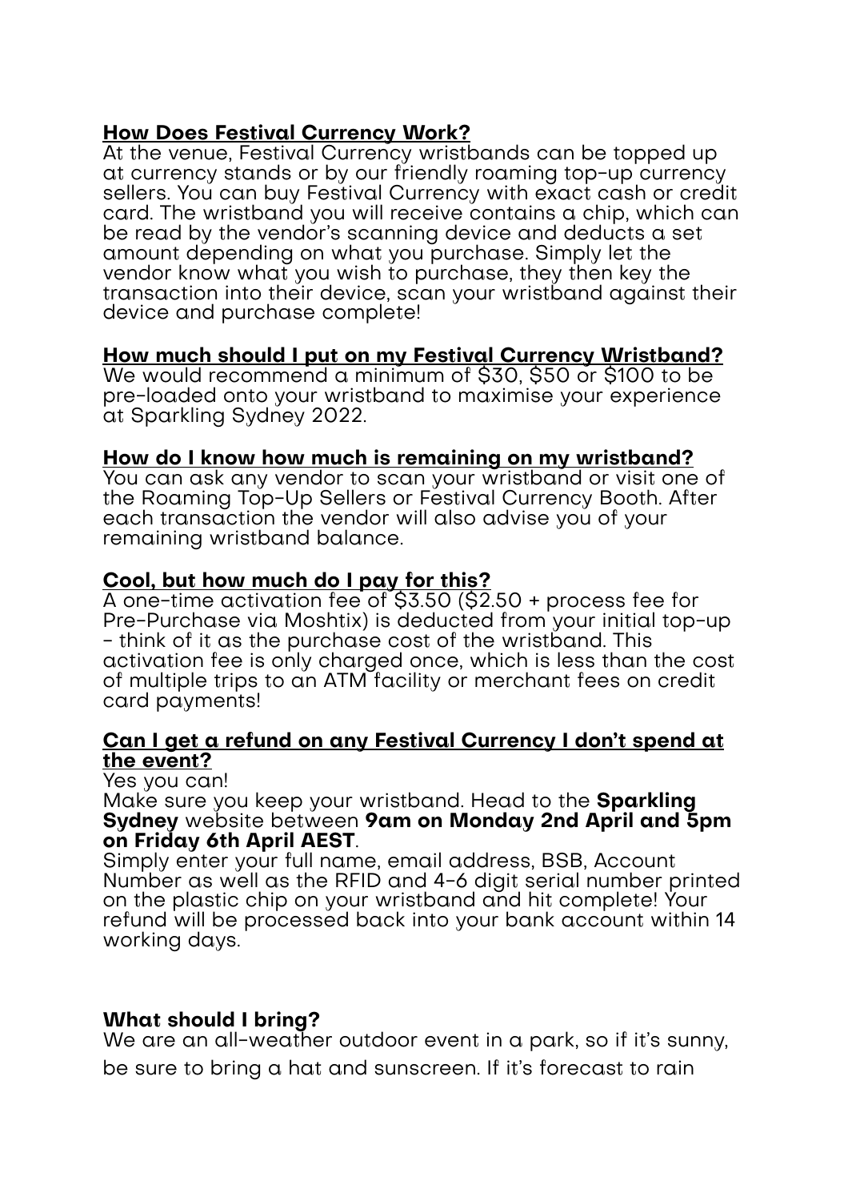## How Does Festival Currency Work?

At the venue, Festival Currency wristbands can be topped up at currency stands or by our friendly roaming top-up currency sellers. You can buy Festival Currency with exact cash or credit card. The wristband you will receive contains a chip, which can be read by the vendor's scanning device and deducts a set amount depending on what you purchase. Simply let the vendor know what you wish to purchase, they then key the transaction into their device, scan your wristband against their device and purchase complete!

## How much should I put on my Festival Currency Wristband?

We would recommend a minimum of $30, $50 or $100 to be pre-loaded onto your wristband to maximise your experience at Sparkling Sydney 2022.

## How do I know how much is remaining on my wristband?

You can ask any vendor to scan your wristband or visit one of the Roaming Top-Up Sellers or Festival Currency Booth. After each transaction the vendor will also advise you of your remaining wristband balance.

## Cool, but how much do I pay for this?

A one-time activation fee of $3.50 ($2.50 + process fee for Pre-Purchase via Moshtix) is deducted from your initial top-up - think of it as the purchase cost of the wristband. This activation fee is only charged once, which is less than the cost of multiple trips to an ATM facility or merchant fees on credit card payments!

## Can I get a refund on any Festival Currency I don't spend at the event?

Yes you can!

Make sure you keep your wristband. Head to the **Sparkling Sydney** website between **9am on Monday 2nd April and 5pm on Friday 6th April AEST**.

Simply enter your full name, email address, BSB, Account Number as well as the RFID and 4-6 digit serial number printed on the plastic chip on your wristband and hit complete! Your refund will be processed back into your bank account within 14 working days.

## What should I bring?

We are an all-weather outdoor event in a park, so if it's sunny, be sure to bring a hat and sunscreen. If it's forecast to rain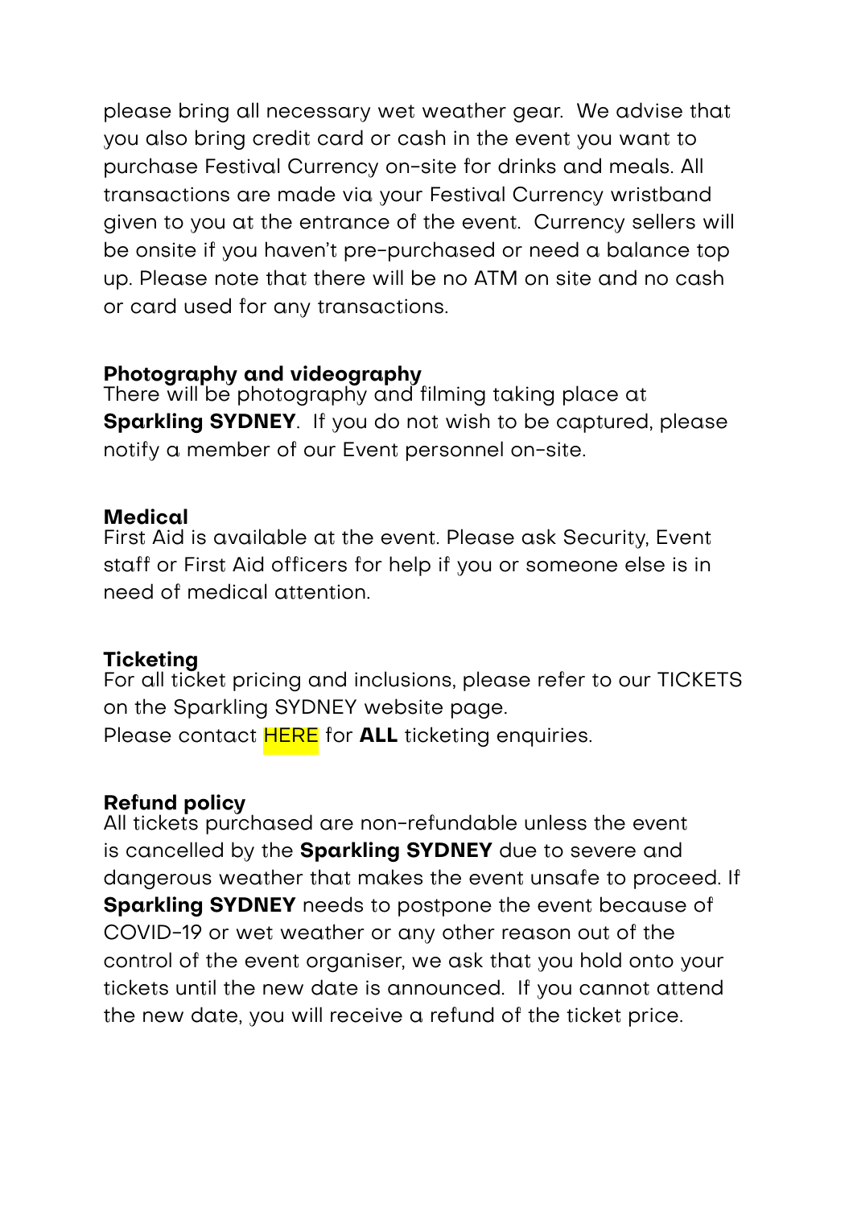please bring all necessary wet weather gear. We advise that you also bring credit card or cash in the event you want to purchase Festival Currency on-site for drinks and meals. All transactions are made via your Festival Currency wristband given to you at the entrance of the event. Currency sellers will be onsite if you haven't pre-purchased or need a balance top up. Please note that there will be no ATM on site and no cash or card used for any transactions.

**Photography and videography**
There will be photography and filming taking place at **Sparkling SYDNEY**. If you do not wish to be captured, please notify a member of our Event personnel on-site.

**Medical**
First Aid is available at the event. Please ask Security, Event staff or First Aid officers for help if you or someone else is in need of medical attention.

**Ticketing**
For all ticket pricing and inclusions, please refer to our TICKETS on the Sparkling SYDNEY website page.
Please contact HERE for **ALL** ticketing enquiries.

**Refund policy**
All tickets purchased are non-refundable unless the event is cancelled by the **Sparkling SYDNEY** due to severe and dangerous weather that makes the event unsafe to proceed. If **Sparkling SYDNEY** needs to postpone the event because of COVID-19 or wet weather or any other reason out of the control of the event organiser, we ask that you hold onto your tickets until the new date is announced. If you cannot attend the new date, you will receive a refund of the ticket price.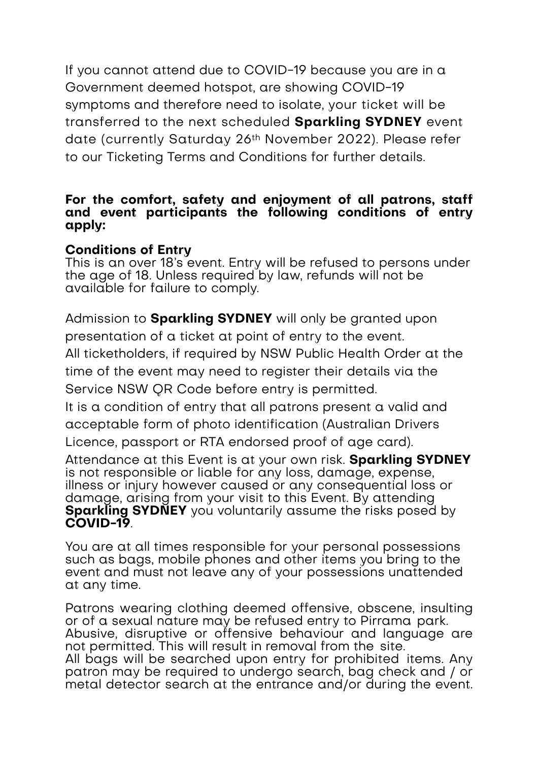If you cannot attend due to COVID-19 because you are in a Government deemed hotspot, are showing COVID-19 symptoms and therefore need to isolate, your ticket will be transferred to the next scheduled **Sparkling SYDNEY** event date (currently Saturday 26th November 2022). Please refer to our Ticketing Terms and Conditions for further details.

**For the comfort, safety and enjoyment of all patrons, staff and event participants the following conditions of entry apply:**

**Conditions of Entry**
This is an over 18's event. Entry will be refused to persons under the age of 18. Unless required by law, refunds will not be available for failure to comply.

Admission to **Sparkling SYDNEY** will only be granted upon presentation of a ticket at point of entry to the event.
All ticketholders, if required by NSW Public Health Order at the time of the event may need to register their details via the Service NSW QR Code before entry is permitted.
It is a condition of entry that all patrons present a valid and acceptable form of photo identification (Australian Drivers Licence, passport or RTA endorsed proof of age card).
Attendance at this Event is at your own risk. **Sparkling SYDNEY** is not responsible or liable for any loss, damage, expense, illness or injury however caused or any consequential loss or damage, arising from your visit to this Event. By attending **Sparkling SYDNEY** you voluntarily assume the risks posed by **COVID-19**.

You are at all times responsible for your personal possessions such as bags, mobile phones and other items you bring to the event and must not leave any of your possessions unattended at any time.

Patrons wearing clothing deemed offensive, obscene, insulting or of a sexual nature may be refused entry to Pirrama park.
Abusive, disruptive or offensive behaviour and language are not permitted. This will result in removal from the site.
All bags will be searched upon entry for prohibited items. Any patron may be required to undergo search, bag check and / or metal detector search at the entrance and/or during the event.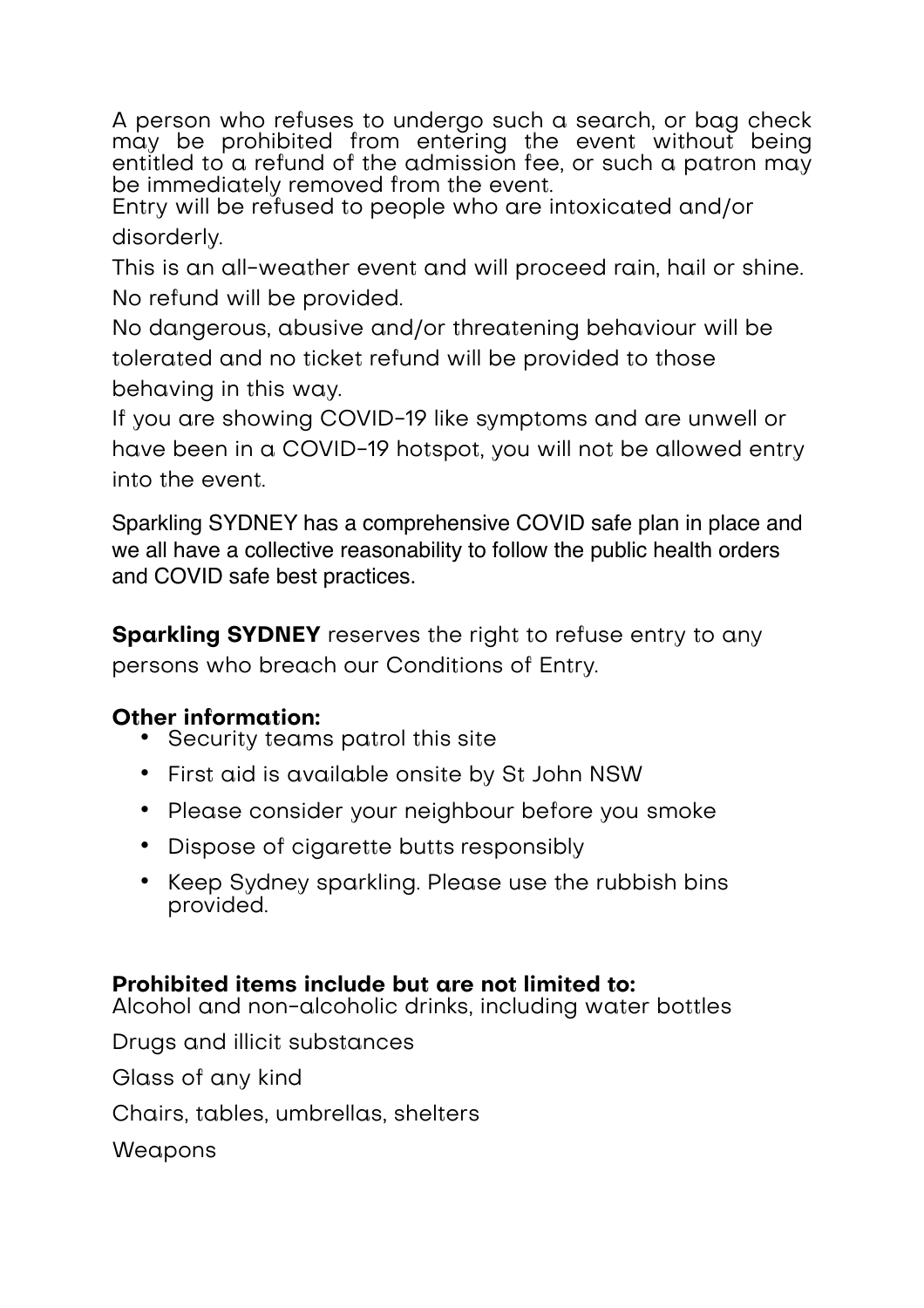A person who refuses to undergo such a search, or bag check may be prohibited from entering the event without being entitled to a refund of the admission fee, or such a patron may be immediately removed from the event.

Entry will be refused to people who are intoxicated and/or disorderly.

This is an all-weather event and will proceed rain, hail or shine. No refund will be provided.

No dangerous, abusive and/or threatening behaviour will be tolerated and no ticket refund will be provided to those behaving in this way.

If you are showing COVID-19 like symptoms and are unwell or have been in a COVID-19 hotspot, you will not be allowed entry into the event.

Sparkling SYDNEY has a comprehensive COVID safe plan in place and we all have a collective reasonability to follow the public health orders and COVID safe best practices.

**Sparkling SYDNEY** reserves the right to refuse entry to any persons who breach our Conditions of Entry.

**Other information:**

- Security teams patrol this site
- First aid is available onsite by St John NSW
- Please consider your neighbour before you smoke
- Dispose of cigarette butts responsibly
- Keep Sydney sparkling. Please use the rubbish bins provided.

**Prohibited items include but are not limited to:**

Alcohol and non-alcoholic drinks, including water bottles

Drugs and illicit substances

Glass of any kind

Chairs, tables, umbrellas, shelters

Weapons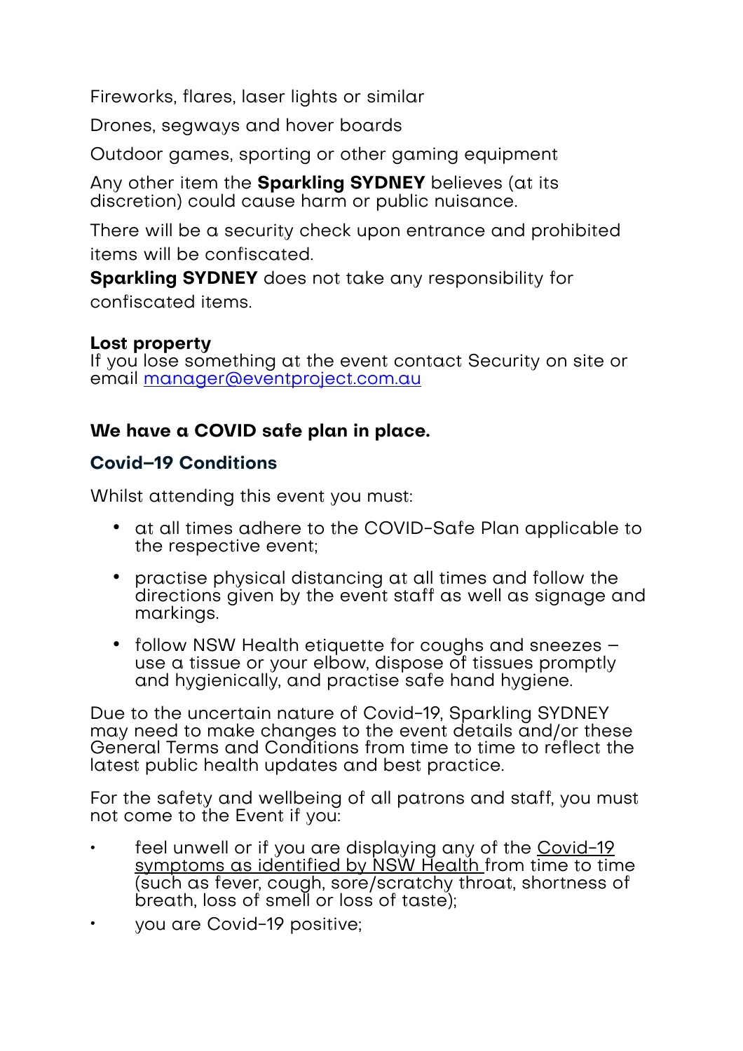Fireworks, flares, laser lights or similar

Drones, segways and hover boards

Outdoor games, sporting or other gaming equipment

Any other item the **Sparkling SYDNEY** believes (at its discretion) could cause harm or public nuisance.

There will be a security check upon entrance and prohibited items will be confiscated.

**Sparkling SYDNEY** does not take any responsibility for confiscated items.

**Lost property**
If you lose something at the event contact Security on site or email [manager@eventproject.com.au](mailto:manager@eventproject.com.au)

**We have a COVID safe plan in place.**

### Covid-19 Conditions

Whilst attending this event you must:

- at all times adhere to the COVID-Safe Plan applicable to the respective event;
- practise physical distancing at all times and follow the directions given by the event staff as well as signage and markings.
- follow NSW Health etiquette for coughs and sneezes – use a tissue or your elbow, dispose of tissues promptly and hygienically, and practise safe hand hygiene.

Due to the uncertain nature of Covid-19, Sparkling SYDNEY may need to make changes to the event details and/or these General Terms and Conditions from time to time to reflect the latest public health updates and best practice.

For the safety and wellbeing of all patrons and staff, you must not come to the Event if you:

- feel unwell or if you are displaying any of the Covid-19 symptoms as identified by NSW Health from time to time (such as fever, cough, sore/scratchy throat, shortness of breath, loss of smell or loss of taste);
- you are Covid-19 positive;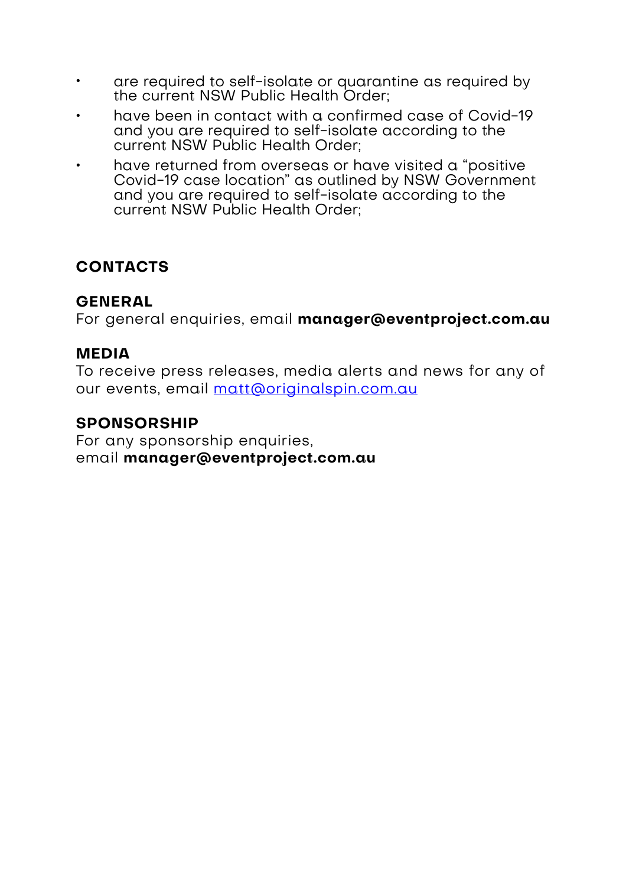- are required to self-isolate or quarantine as required by the current NSW Public Health Order;
- have been in contact with a confirmed case of Covid-19 and you are required to self-isolate according to the current NSW Public Health Order;
- have returned from overseas or have visited a "positive Covid-19 case location" as outlined by NSW Government and you are required to self-isolate according to the current NSW Public Health Order;

## CONTACTS

### GENERAL

For general enquiries, email **manager@eventproject.com.au**

### MEDIA

To receive press releases, media alerts and news for any of our events, email [matt@originalspin.com.au](mailto:matt@originalspin.com.au)

### SPONSORSHIP

For any sponsorship enquiries,
email **manager@eventproject.com.au**